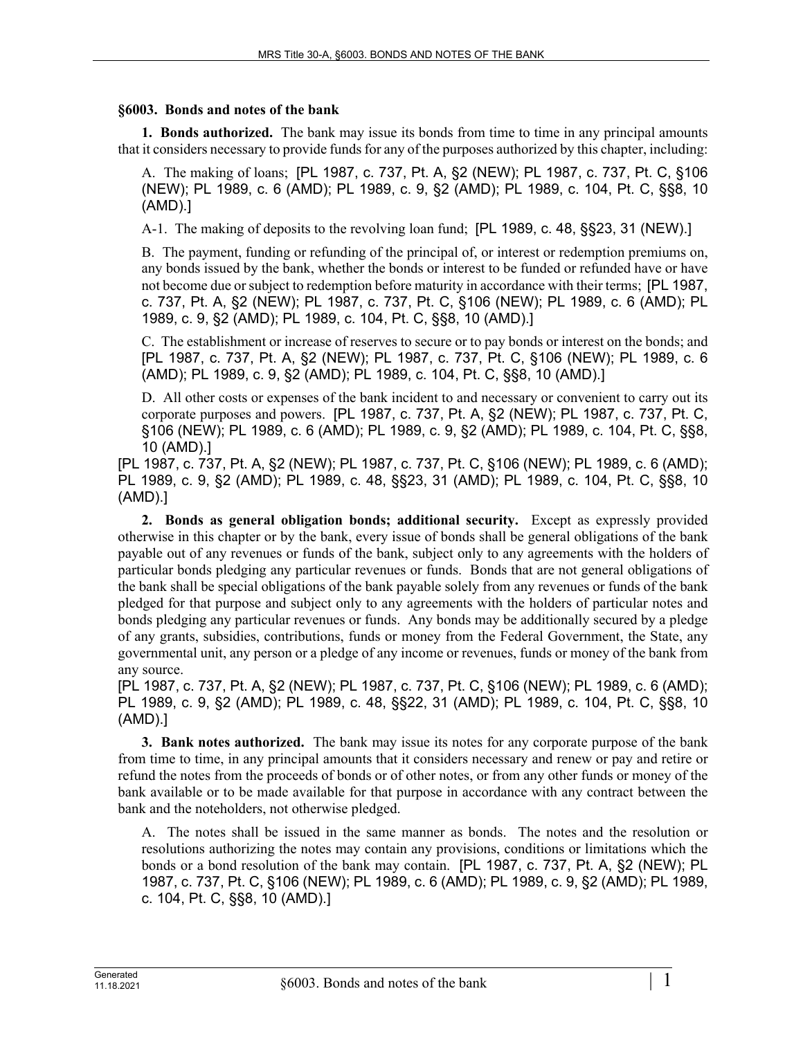## §6003. Bonds and notes of the bank

**1. Bonds authorized.** The bank may issue its bonds from time to time in any principal amounts that it considers necessary to provide funds for any of the purposes authorized by this chapter, including:

A. The making of loans; [PL 1987, c. 737, Pt. A, §2 (NEW); PL 1987, c. 737, Pt. C, §106 (NEW); PL 1989, c. 6 (AMD); PL 1989, c. 9, §2 (AMD); PL 1989, c. 104, Pt. C, §§8, 10 (AMD).]

A-1. The making of deposits to the revolving loan fund; [PL 1989, c. 48, §§23, 31 (NEW).]

B. The payment, funding or refunding of the principal of, or interest or redemption premiums on, any bonds issued by the bank, whether the bonds or interest to be funded or refunded have or have not become due or subject to redemption before maturity in accordance with their terms; [PL 1987, c. 737, Pt. A, §2 (NEW); PL 1987, c. 737, Pt. C, §106 (NEW); PL 1989, c. 6 (AMD); PL 1989, c. 9, §2 (AMD); PL 1989, c. 104, Pt. C, §§8, 10 (AMD).]

C. The establishment or increase of reserves to secure or to pay bonds or interest on the bonds; and [PL 1987, c. 737, Pt. A, §2 (NEW); PL 1987, c. 737, Pt. C, §106 (NEW); PL 1989, c. 6 (AMD); PL 1989, c. 9, §2 (AMD); PL 1989, c. 104, Pt. C, §§8, 10 (AMD).]

D. All other costs or expenses of the bank incident to and necessary or convenient to carry out its corporate purposes and powers. [PL 1987, c. 737, Pt. A, §2 (NEW); PL 1987, c. 737, Pt. C, §106 (NEW); PL 1989, c. 6 (AMD); PL 1989, c. 9, §2 (AMD); PL 1989, c. 104, Pt. C, §§8, 10 (AMD).]

[PL 1987, c. 737, Pt. A, §2 (NEW); PL 1987, c. 737, Pt. C, §106 (NEW); PL 1989, c. 6 (AMD); PL 1989, c. 9, §2 (AMD); PL 1989, c. 48, §§23, 31 (AMD); PL 1989, c. 104, Pt. C, §§8, 10 (AMD).]

**2. Bonds as general obligation bonds; additional security.** Except as expressly provided otherwise in this chapter or by the bank, every issue of bonds shall be general obligations of the bank payable out of any revenues or funds of the bank, subject only to any agreements with the holders of particular bonds pledging any particular revenues or funds. Bonds that are not general obligations of the bank shall be special obligations of the bank payable solely from any revenues or funds of the bank pledged for that purpose and subject only to any agreements with the holders of particular notes and bonds pledging any particular revenues or funds. Any bonds may be additionally secured by a pledge of any grants, subsidies, contributions, funds or money from the Federal Government, the State, any governmental unit, any person or a pledge of any income or revenues, funds or money of the bank from any source.

[PL 1987, c. 737, Pt. A, §2 (NEW); PL 1987, c. 737, Pt. C, §106 (NEW); PL 1989, c. 6 (AMD); PL 1989, c. 9, §2 (AMD); PL 1989, c. 48, §§22, 31 (AMD); PL 1989, c. 104, Pt. C, §§8, 10 (AMD).]

**3. Bank notes authorized.** The bank may issue its notes for any corporate purpose of the bank from time to time, in any principal amounts that it considers necessary and renew or pay and retire or refund the notes from the proceeds of bonds or of other notes, or from any other funds or money of the bank available or to be made available for that purpose in accordance with any contract between the bank and the noteholders, not otherwise pledged.

A. The notes shall be issued in the same manner as bonds. The notes and the resolution or resolutions authorizing the notes may contain any provisions, conditions or limitations which the bonds or a bond resolution of the bank may contain. [PL 1987, c. 737, Pt. A, §2 (NEW); PL 1987, c. 737, Pt. C, §106 (NEW); PL 1989, c. 6 (AMD); PL 1989, c. 9, §2 (AMD); PL 1989, c. 104, Pt. C, §§8, 10 (AMD).]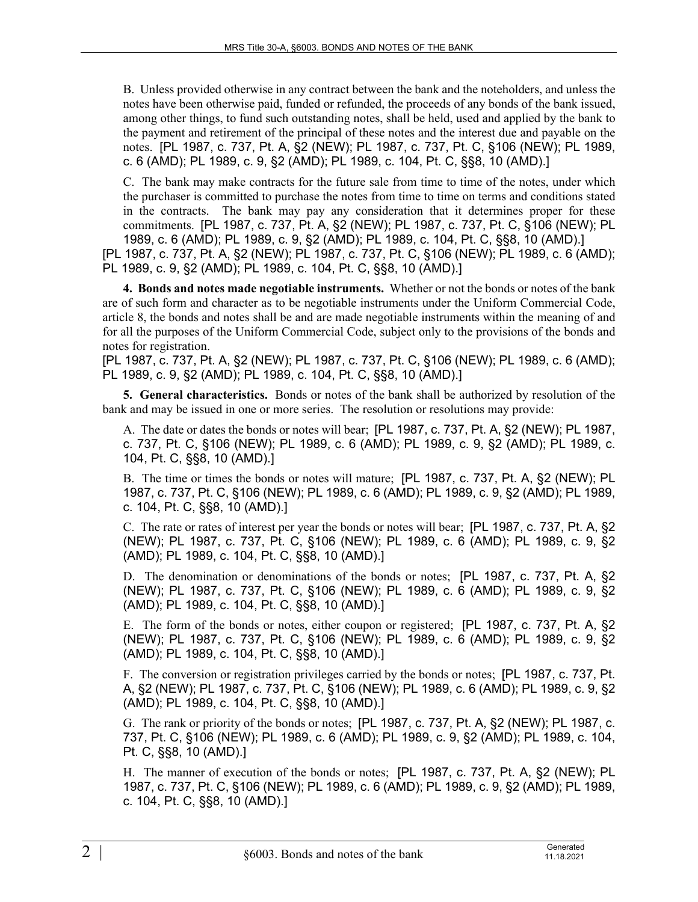B. Unless provided otherwise in any contract between the bank and the noteholders, and unless the notes have been otherwise paid, funded or refunded, the proceeds of any bonds of the bank issued, among other things, to fund such outstanding notes, shall be held, used and applied by the bank to the payment and retirement of the principal of these notes and the interest due and payable on the notes. [PL 1987, c. 737, Pt. A, §2 (NEW); PL 1987, c. 737, Pt. C, §106 (NEW); PL 1989, c. 6 (AMD); PL 1989, c. 9, §2 (AMD); PL 1989, c. 104, Pt. C, §§8, 10 (AMD).]

C. The bank may make contracts for the future sale from time to time of the notes, under which the purchaser is committed to purchase the notes from time to time on terms and conditions stated in the contracts. The bank may pay any consideration that it determines proper for these commitments. [PL 1987, c. 737, Pt. A, §2 (NEW); PL 1987, c. 737, Pt. C, §106 (NEW); PL 1989, c. 6 (AMD); PL 1989, c. 9, §2 (AMD); PL 1989, c. 104, Pt. C, §§8, 10 (AMD).]

[PL 1987, c. 737, Pt. A, §2 (NEW); PL 1987, c. 737, Pt. C, §106 (NEW); PL 1989, c. 6 (AMD); PL 1989, c. 9, §2 (AMD); PL 1989, c. 104, Pt. C, §§8, 10 (AMD).]

**4. Bonds and notes made negotiable instruments.** Whether or not the bonds or notes of the bank are of such form and character as to be negotiable instruments under the Uniform Commercial Code, article 8, the bonds and notes shall be and are made negotiable instruments within the meaning of and for all the purposes of the Uniform Commercial Code, subject only to the provisions of the bonds and notes for registration.

[PL 1987, c. 737, Pt. A, §2 (NEW); PL 1987, c. 737, Pt. C, §106 (NEW); PL 1989, c. 6 (AMD); PL 1989, c. 9, §2 (AMD); PL 1989, c. 104, Pt. C, §§8, 10 (AMD).]

**5. General characteristics.** Bonds or notes of the bank shall be authorized by resolution of the bank and may be issued in one or more series. The resolution or resolutions may provide:

A. The date or dates the bonds or notes will bear; [PL 1987, c. 737, Pt. A, §2 (NEW); PL 1987, c. 737, Pt. C, §106 (NEW); PL 1989, c. 6 (AMD); PL 1989, c. 9, §2 (AMD); PL 1989, c. 104, Pt. C, §§8, 10 (AMD).]

B. The time or times the bonds or notes will mature; [PL 1987, c. 737, Pt. A, §2 (NEW); PL 1987, c. 737, Pt. C, §106 (NEW); PL 1989, c. 6 (AMD); PL 1989, c. 9, §2 (AMD); PL 1989, c. 104, Pt. C, §§8, 10 (AMD).]

C. The rate or rates of interest per year the bonds or notes will bear; [PL 1987, c. 737, Pt. A, §2 (NEW); PL 1987, c. 737, Pt. C, §106 (NEW); PL 1989, c. 6 (AMD); PL 1989, c. 9, §2 (AMD); PL 1989, c. 104, Pt. C, §§8, 10 (AMD).]

D. The denomination or denominations of the bonds or notes; [PL 1987, c. 737, Pt. A, §2 (NEW); PL 1987, c. 737, Pt. C, §106 (NEW); PL 1989, c. 6 (AMD); PL 1989, c. 9, §2 (AMD); PL 1989, c. 104, Pt. C, §§8, 10 (AMD).]

E. The form of the bonds or notes, either coupon or registered; [PL 1987, c. 737, Pt. A, §2 (NEW); PL 1987, c. 737, Pt. C, §106 (NEW); PL 1989, c. 6 (AMD); PL 1989, c. 9, §2 (AMD); PL 1989, c. 104, Pt. C, §§8, 10 (AMD).]

F. The conversion or registration privileges carried by the bonds or notes; [PL 1987, c. 737, Pt. A, §2 (NEW); PL 1987, c. 737, Pt. C, §106 (NEW); PL 1989, c. 6 (AMD); PL 1989, c. 9, §2 (AMD); PL 1989, c. 104, Pt. C, §§8, 10 (AMD).]

G. The rank or priority of the bonds or notes; [PL 1987, c. 737, Pt. A, §2 (NEW); PL 1987, c. 737, Pt. C, §106 (NEW); PL 1989, c. 6 (AMD); PL 1989, c. 9, §2 (AMD); PL 1989, c. 104, Pt. C, §§8, 10 (AMD).]

H. The manner of execution of the bonds or notes; [PL 1987, c. 737, Pt. A, §2 (NEW); PL 1987, c. 737, Pt. C, §106 (NEW); PL 1989, c. 6 (AMD); PL 1989, c. 9, §2 (AMD); PL 1989, c. 104, Pt. C, §§8, 10 (AMD).]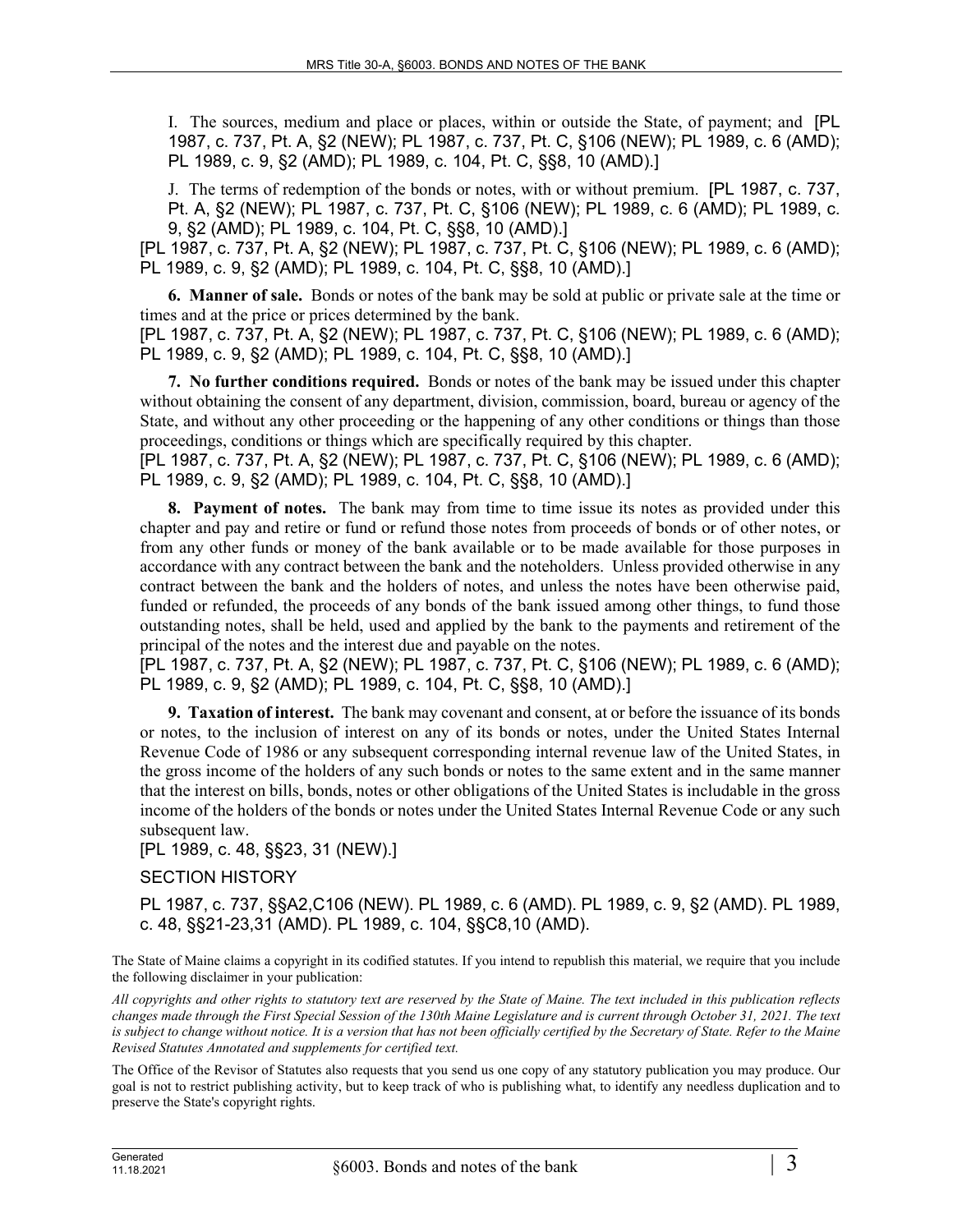I. The sources, medium and place or places, within or outside the State, of payment; and [PL 1987, c. 737, Pt. A, §2 (NEW); PL 1987, c. 737, Pt. C, §106 (NEW); PL 1989, c. 6 (AMD); PL 1989, c. 9, §2 (AMD); PL 1989, c. 104, Pt. C, §§8, 10 (AMD).]

J. The terms of redemption of the bonds or notes, with or without premium. [PL 1987, c. 737, Pt. A, §2 (NEW); PL 1987, c. 737, Pt. C, §106 (NEW); PL 1989, c. 6 (AMD); PL 1989, c. 9, §2 (AMD); PL 1989, c. 104, Pt. C, §§8, 10 (AMD).]

[PL 1987, c. 737, Pt. A, §2 (NEW); PL 1987, c. 737, Pt. C, §106 (NEW); PL 1989, c. 6 (AMD); PL 1989, c. 9, §2 (AMD); PL 1989, c. 104, Pt. C, §§8, 10 (AMD).]

**6. Manner of sale.** Bonds or notes of the bank may be sold at public or private sale at the time or times and at the price or prices determined by the bank.

[PL 1987, c. 737, Pt. A, §2 (NEW); PL 1987, c. 737, Pt. C, §106 (NEW); PL 1989, c. 6 (AMD); PL 1989, c. 9, §2 (AMD); PL 1989, c. 104, Pt. C, §§8, 10 (AMD).]

**7. No further conditions required.** Bonds or notes of the bank may be issued under this chapter without obtaining the consent of any department, division, commission, board, bureau or agency of the State, and without any other proceeding or the happening of any other conditions or things than those proceedings, conditions or things which are specifically required by this chapter.

[PL 1987, c. 737, Pt. A, §2 (NEW); PL 1987, c. 737, Pt. C, §106 (NEW); PL 1989, c. 6 (AMD); PL 1989, c. 9, §2 (AMD); PL 1989, c. 104, Pt. C, §§8, 10 (AMD).]

**8. Payment of notes.** The bank may from time to time issue its notes as provided under this chapter and pay and retire or fund or refund those notes from proceeds of bonds or of other notes, or from any other funds or money of the bank available or to be made available for those purposes in accordance with any contract between the bank and the noteholders. Unless provided otherwise in any contract between the bank and the holders of notes, and unless the notes have been otherwise paid, funded or refunded, the proceeds of any bonds of the bank issued among other things, to fund those outstanding notes, shall be held, used and applied by the bank to the payments and retirement of the principal of the notes and the interest due and payable on the notes.

[PL 1987, c. 737, Pt. A, §2 (NEW); PL 1987, c. 737, Pt. C, §106 (NEW); PL 1989, c. 6 (AMD); PL 1989, c. 9, §2 (AMD); PL 1989, c. 104, Pt. C, §§8, 10 (AMD).]

**9. Taxation of interest.** The bank may covenant and consent, at or before the issuance of its bonds or notes, to the inclusion of interest on any of its bonds or notes, under the United States Internal Revenue Code of 1986 or any subsequent corresponding internal revenue law of the United States, in the gross income of the holders of any such bonds or notes to the same extent and in the same manner that the interest on bills, bonds, notes or other obligations of the United States is includable in the gross income of the holders of the bonds or notes under the United States Internal Revenue Code or any such subsequent law.

[PL 1989, c. 48, §§23, 31 (NEW).]

SECTION HISTORY

PL 1987, c. 737, §§A2,C106 (NEW). PL 1989, c. 6 (AMD). PL 1989, c. 9, §2 (AMD). PL 1989, c. 48, §§21-23,31 (AMD). PL 1989, c. 104, §§C8,10 (AMD).

The State of Maine claims a copyright in its codified statutes. If you intend to republish this material, we require that you include the following disclaimer in your publication:

*All copyrights and other rights to statutory text are reserved by the State of Maine. The text included in this publication reflects changes made through the First Special Session of the 130th Maine Legislature and is current through October 31, 2021. The text is subject to change without notice. It is a version that has not been officially certified by the Secretary of State. Refer to the Maine Revised Statutes Annotated and supplements for certified text.*

The Office of the Revisor of Statutes also requests that you send us one copy of any statutory publication you may produce. Our goal is not to restrict publishing activity, but to keep track of who is publishing what, to identify any needless duplication and to preserve the State's copyright rights.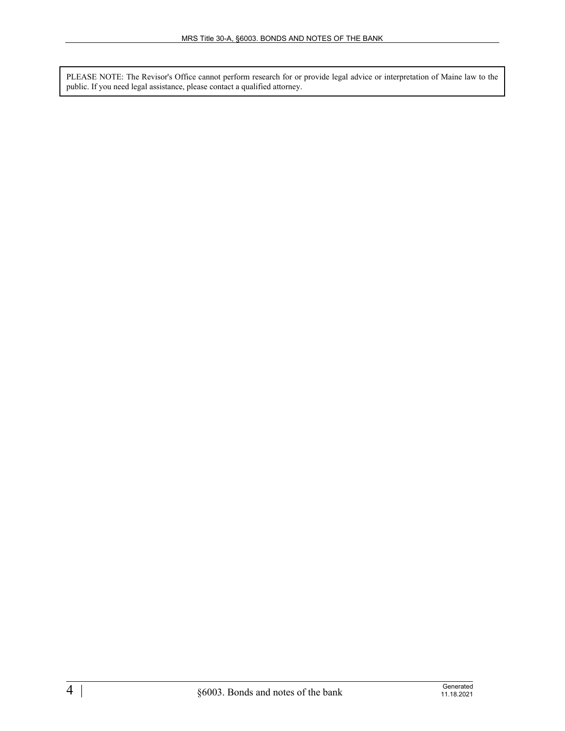PLEASE NOTE: The Revisor's Office cannot perform research for or provide legal advice or interpretation of Maine law to the public. If you need legal assistance, please contact a qualified attorney.